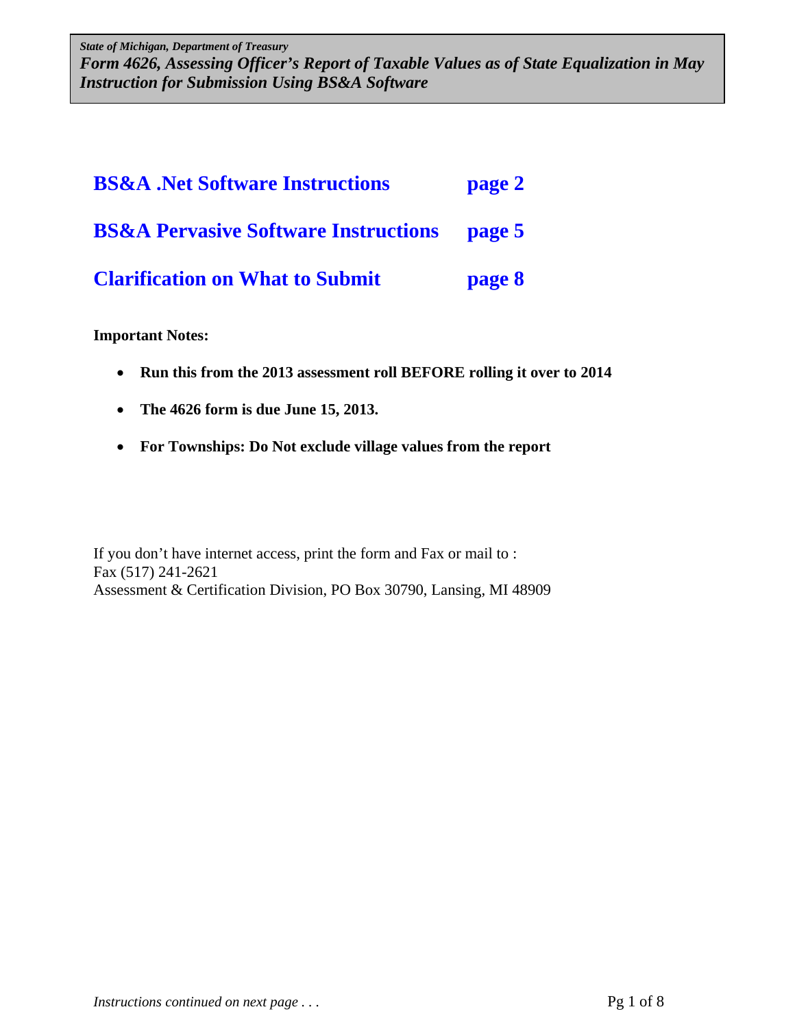*State of Michigan, Department of Treasury*

***Form 4626, Assessing Officer's Report of Taxable Values as of State Equalization in May Instruction for Submission Using BS&A Software***

| | |
|---|---|
| **BS&A .Net Software Instructions** | **page 2** |
| **BS&A Pervasive Software Instructions** | **page 5** |
| **Clarification on What to Submit** | **page 8** |

**Important Notes:**

- **Run this from the 2013 assessment roll BEFORE rolling it over to 2014**
- **The 4626 form is due June 15, 2013.**
- **For Townships: Do Not exclude village values from the report**

If you don't have internet access, print the form and Fax or mail to :
Fax (517) 241-2621
Assessment & Certification Division, PO Box 30790, Lansing, MI 48909

*Instructions continued on next page . . .*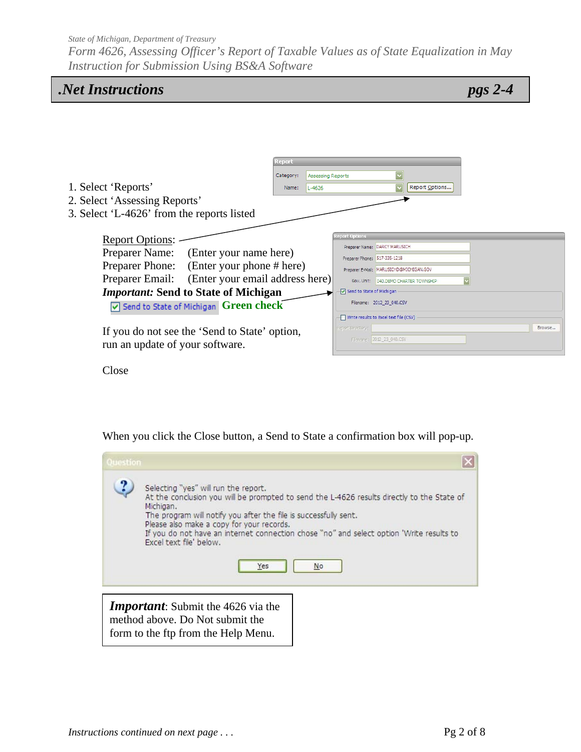## .Net Instructions pgs 2-4

1. Select 'Reports'
2. Select 'Assessing Reports'
3. Select 'L-4626' from the reports listed

Report Options:

Preparer Name: (Enter your name here)

Preparer Phone: (Enter your phone # here)

Preparer Email: (Enter your email address here)

***Important:* Send to State of Michigan**

☑ Send to State of Michigan **Green check**

If you do not see the 'Send to State' option, run an update of your software.

Close

When you click the Close button, a Send to State a confirmation box will pop-up.

Question

Selecting "yes" will run the report.
At the conclusion you will be prompted to send the L-4626 results directly to the State of Michigan.
The program will notify you after the file is successfully sent.
Please also make a copy for your records.
If you do not have an internet connection chose "no" and select option 'Write results to Excel text file' below.

Yes | No

***Important***: Submit the 4626 via the method above. Do Not submit the form to the ftp from the Help Menu.

*Instructions continued on next page . . .*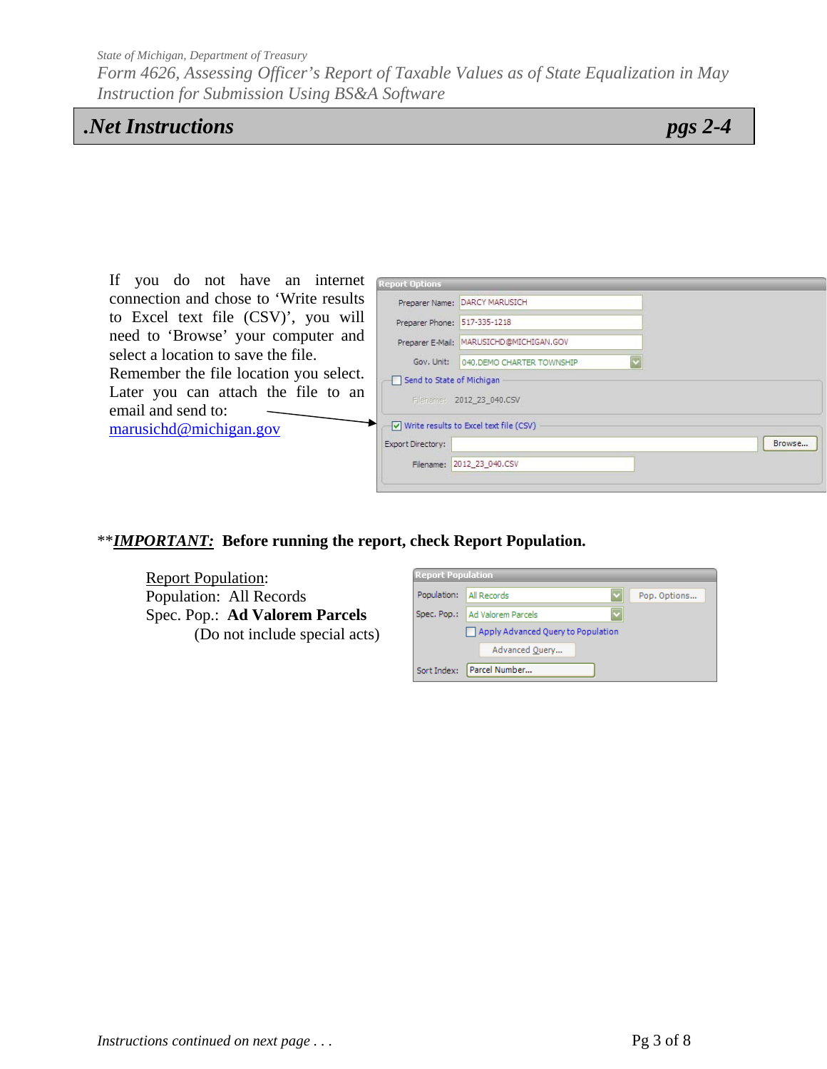## .Net Instructions pgs 2-4

If you do not have an internet connection and chose to 'Write results to Excel text file (CSV)', you will need to 'Browse' your computer and select a location to save the file. Remember the file location you select. Later you can attach the file to an email and send to: marusichd@michigan.gov

**Report Options**

Preparer Name: DARCY MARUSICH
Preparer Phone: 517-335-1218
Preparer E-Mail: MARUSICHD@MICHIGAN.GOV
Gov. Unit: 040.DEMO CHARTER TOWNSHIP

☐ Send to State of Michigan
Filename: 2012_23_040.CSV

☑ Write results to Excel text file (CSV)
Export Directory: [ ] Browse...
Filename: 2012_23_040.CSV

**\*\****IMPORTANT:*** **Before running the report, check Report Population.**

Report Population:
Population: All Records
Spec. Pop.: **Ad Valorem Parcels**
(Do not include special acts)

**Report Population**

Population: All Records — Pop. Options...
Spec. Pop.: Ad Valorem Parcels
☐ Apply Advanced Query to Population
Advanced Query...
Sort Index: Parcel Number...

*Instructions continued on next page . . .*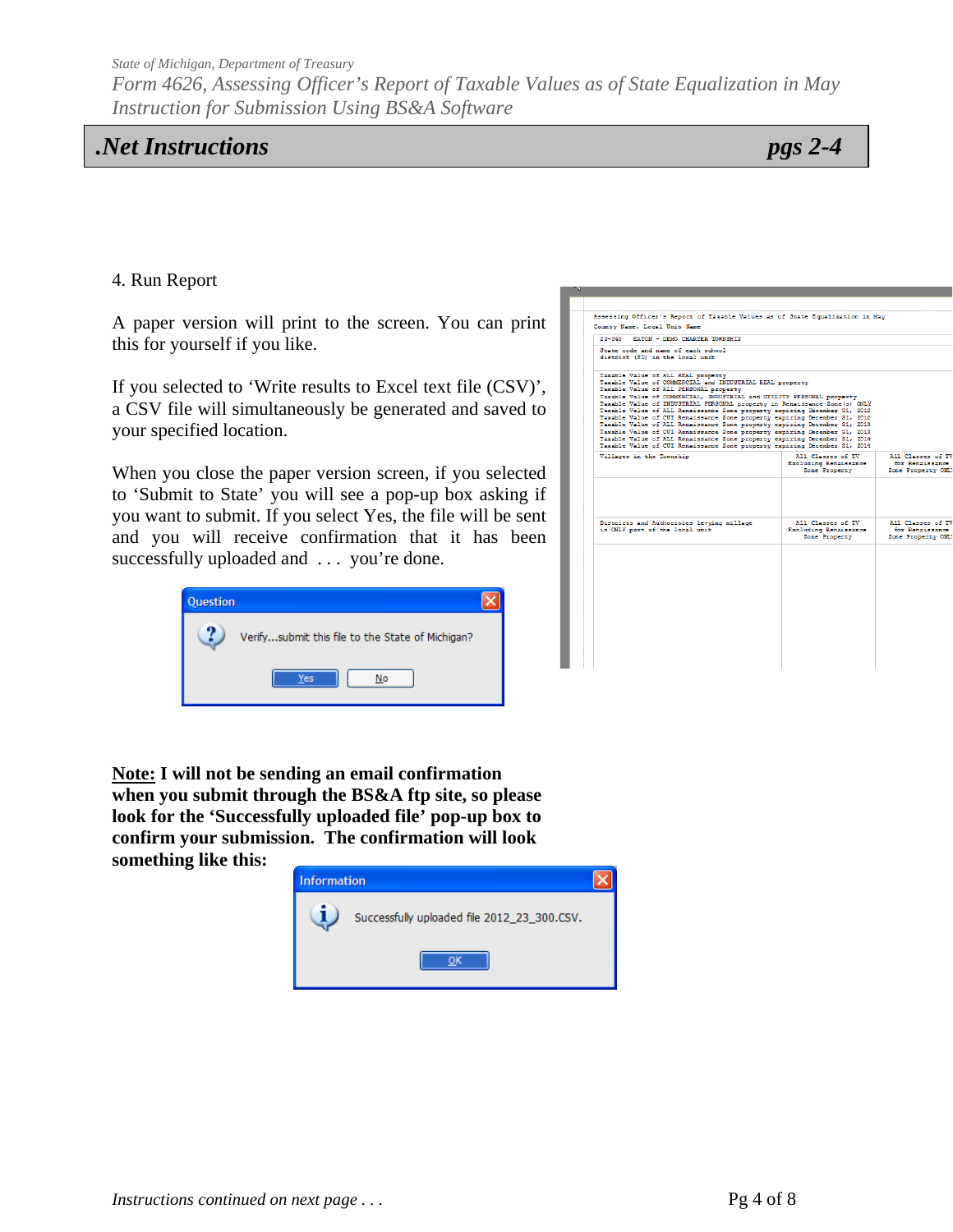## .Net Instructions — pgs 2-4

4. Run Report

A paper version will print to the screen. You can print this for yourself if you like.

If you selected to 'Write results to Excel text file (CSV)', a CSV file will simultaneously be generated and saved to your specified location.

When you close the paper version screen, if you selected to 'Submit to State' you will see a pop-up box asking if you want to submit. If you select Yes, the file will be sent and you will receive confirmation that it has been successfully uploaded and . . . you're done.

Question

Verify...submit this file to the State of Michigan?

Yes No

**Note: I will not be sending an email confirmation when you submit through the BS&A ftp site, so please look for the 'Successfully uploaded file' pop-up box to confirm your submission. The confirmation will look something like this:**

Information

Successfully uploaded file 2012_23_300.CSV.

OK

*Instructions continued on next page . . .*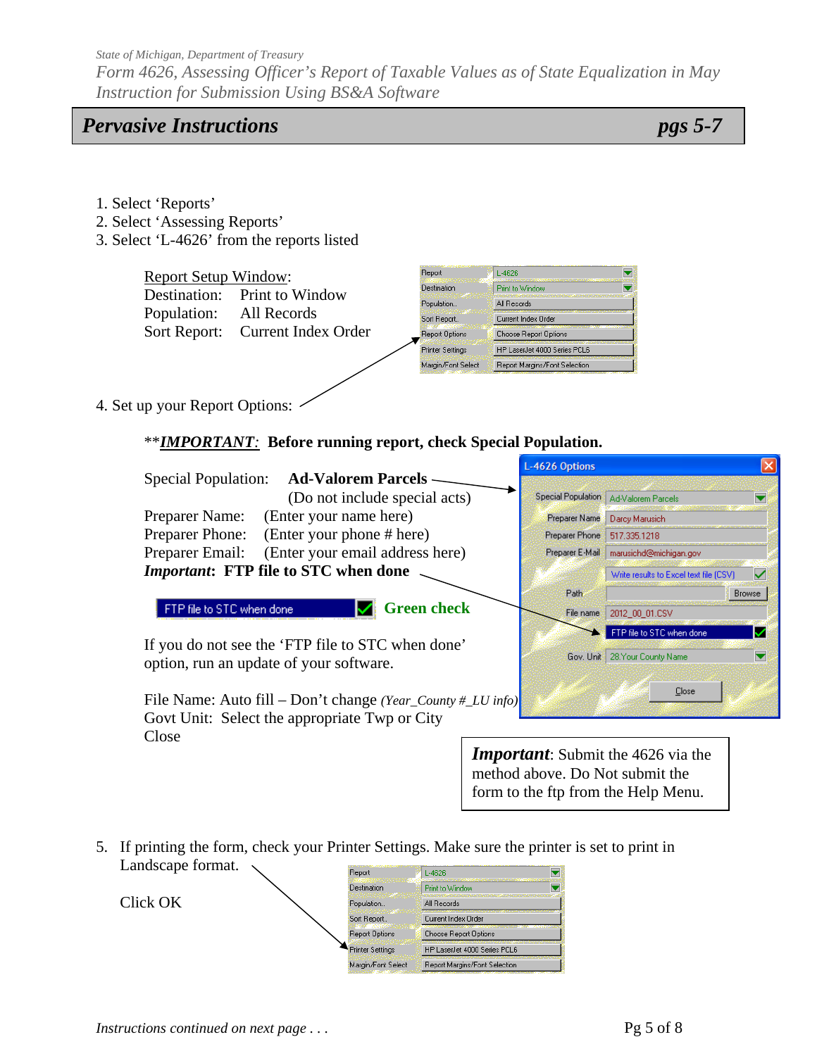## *Pervasive Instructions* — *pgs 5-7*

1. Select 'Reports'
2. Select 'Assessing Reports'
3. Select 'L-4626' from the reports listed

Report Setup Window:

Destination: Print to Window
Population: All Records
Sort Report: Current Index Order

| Report | L-4626 |
|---|---|
| Destination | Print to Window |
| Population.. | All Records |
| Sort Report.. | Current Index Order |
| Report Options | Choose Report Options |
| Printer Settings | HP LaserJet 4000 Series PCL6 |
| Margin/Font Select | Report Margins/Font Selection |

4. Set up your Report Options:

**\*\****IMPORTANT*: **Before running report, check Special Population.**

Special Population: **Ad-Valorem Parcels**
(Do not include special acts)

Preparer Name: (Enter your name here)
Preparer Phone: (Enter your phone # here)
Preparer Email: (Enter your email address here)

***Important*: FTP file to STC when done**

FTP file to STC when done ✔ **Green check**

If you do not see the 'FTP file to STC when done' option, run an update of your software.

File Name: Auto fill – Don't change *(Year_County #_LU info)*
Govt Unit: Select the appropriate Twp or City
Close

L-4626 Options

| | |
|---|---|
| Special Population | Ad-Valorem Parcels |
| Preparer Name | Darcy Marusich |
| Preparer Phone | 517.335.1218 |
| Preparer E-Mail | marusichd@michigan.gov |
| | Write results to Excel text file (CSV) ✔ |
| Path | Browse |
| File name | 2012_00_01.CSV |
| | FTP file to STC when done ✔ |
| Gov. Unit | 28 Your County Name |
| | Close |

> ***Important***: Submit the 4626 via the method above. Do Not submit the form to the ftp from the Help Menu.

5. If printing the form, check your Printer Settings. Make sure the printer is set to print in Landscape format.

   Click OK

| Report | L-4626 |
|---|---|
| Destination | Print to Window |
| Population.. | All Records |
| Sort Report.. | Current Index Order |
| Report Options | Choose Report Options |
| Printer Settings | HP LaserJet 4000 Series PCL6 |
| Margin/Font Select | Report Margins/Font Selection |

*Instructions continued on next page . . .*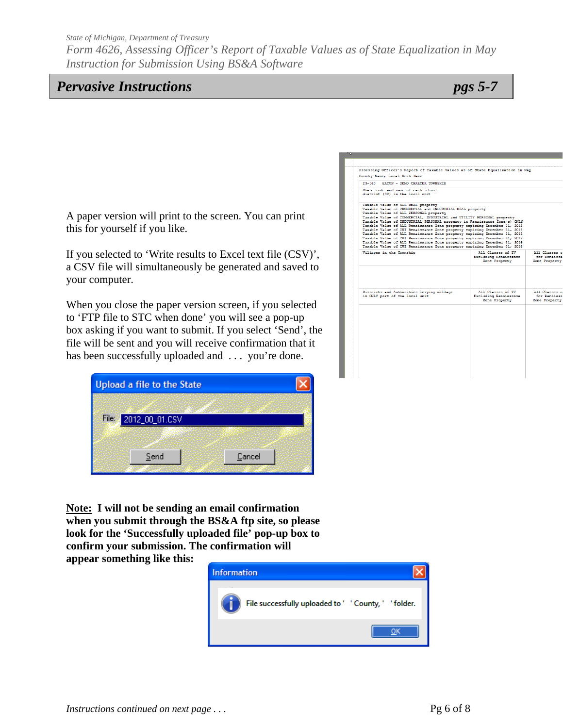## Pervasive Instructions

pgs 5-7

A paper version will print to the screen. You can print this for yourself if you like.

If you selected to 'Write results to Excel text file (CSV)', a CSV file will simultaneously be generated and saved to your computer.

When you close the paper version screen, if you selected to 'FTP file to STC when done' you will see a pop-up box asking if you want to submit. If you select 'Send', the file will be sent and you will receive confirmation that it has been successfully uploaded and . . . you're done.

**Note: I will not be sending an email confirmation when you submit through the BS&A ftp site, so please look for the 'Successfully uploaded file' pop-up box to confirm your submission. The confirmation will appear something like this:**

*Instructions continued on next page . . .*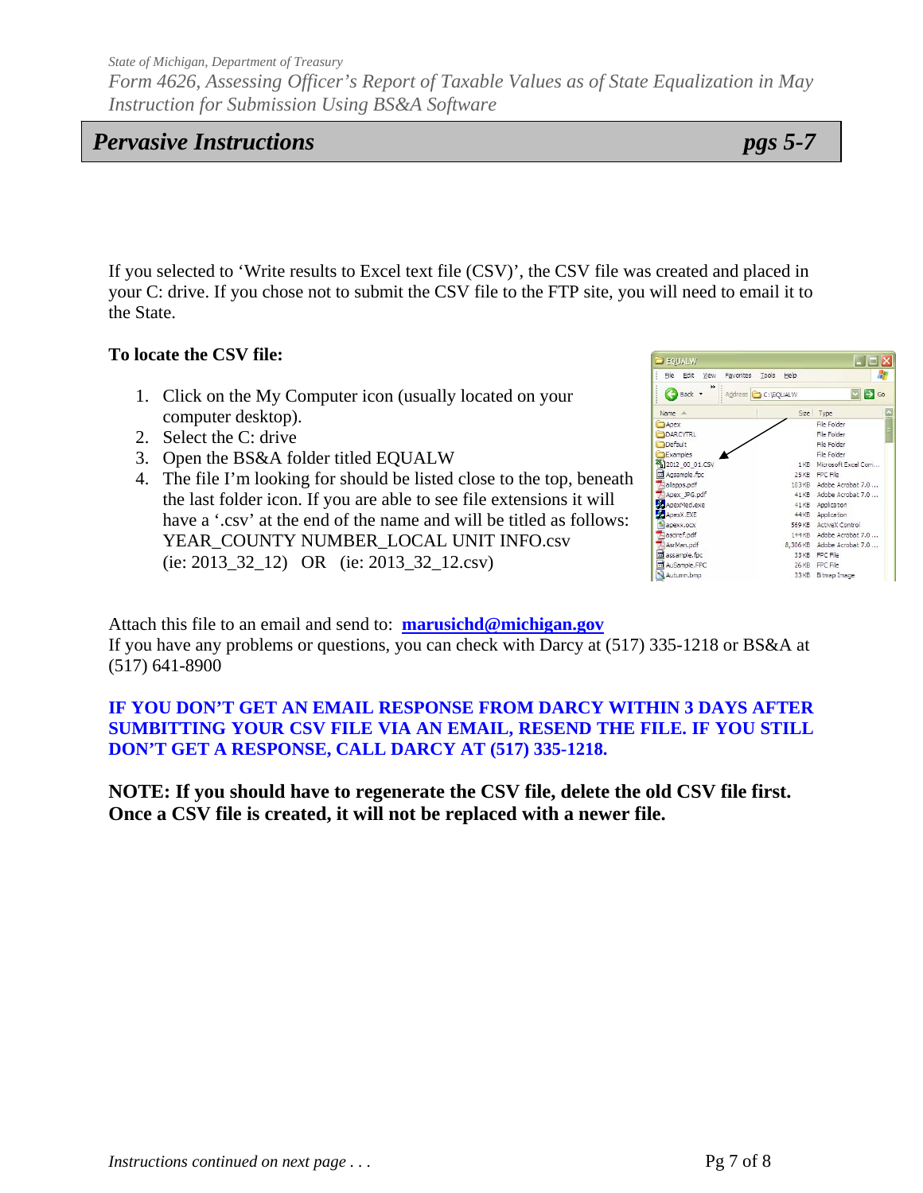## Pervasive Instructions — pgs 5-7

If you selected to 'Write results to Excel text file (CSV)', the CSV file was created and placed in your C: drive. If you chose not to submit the CSV file to the FTP site, you will need to email it to the State.

**To locate the CSV file:**

1. Click on the My Computer icon (usually located on your computer desktop).
2. Select the C: drive
3. Open the BS&A folder titled EQUALW
4. The file I'm looking for should be listed close to the top, beneath the last folder icon. If you are able to see file extensions it will have a '.csv' at the end of the name and will be titled as follows: YEAR_COUNTY NUMBER_LOCAL UNIT INFO.csv (ie: 2013_32_12) OR (ie: 2013_32_12.csv)

Attach this file to an email and send to: **marusichd@michigan.gov**
If you have any problems or questions, you can check with Darcy at (517) 335-1218 or BS&A at (517) 641-8900

**IF YOU DON'T GET AN EMAIL RESPONSE FROM DARCY WITHIN 3 DAYS AFTER SUMBITTING YOUR CSV FILE VIA AN EMAIL, RESEND THE FILE. IF YOU STILL DON'T GET A RESPONSE, CALL DARCY AT (517) 335-1218.**

**NOTE: If you should have to regenerate the CSV file, delete the old CSV file first. Once a CSV file is created, it will not be replaced with a newer file.**

*Instructions continued on next page . . .*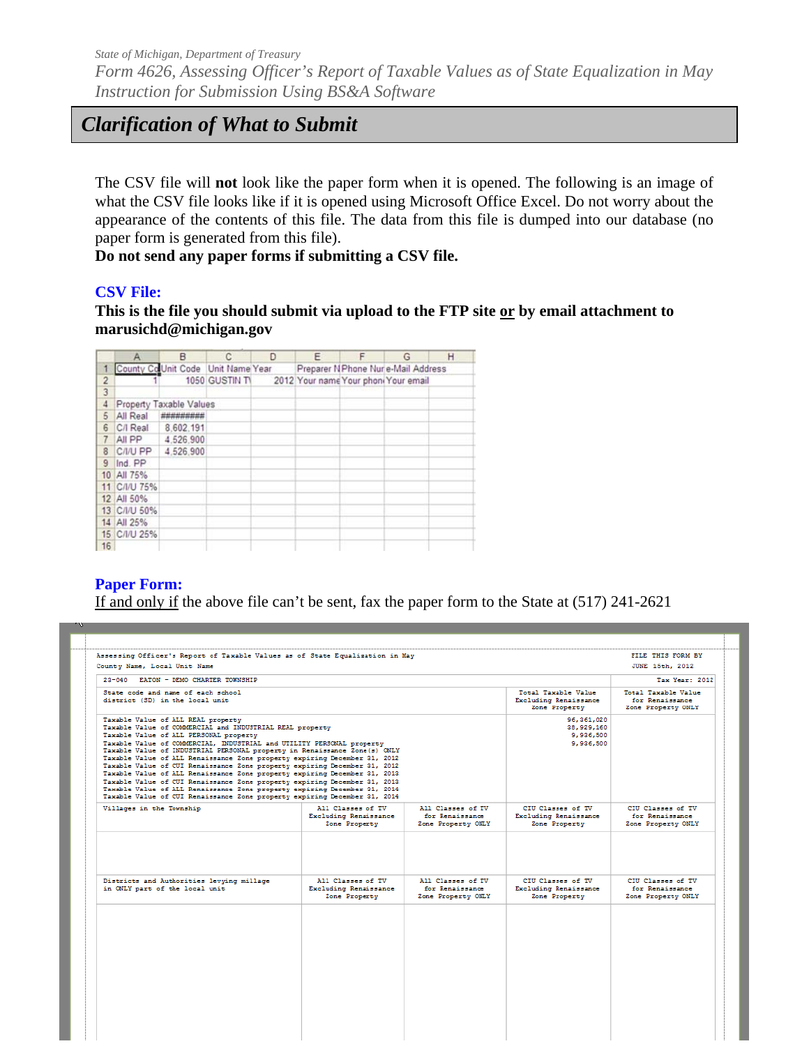*State of Michigan, Department of Treasury*

*Form 4626, Assessing Officer's Report of Taxable Values as of State Equalization in May*

*Instruction for Submission Using BS&A Software*

## *Clarification of What to Submit*

The CSV file will **not** look like the paper form when it is opened. The following is an image of what the CSV file looks like if it is opened using Microsoft Office Excel. Do not worry about the appearance of the contents of this file. The data from this file is dumped into our database (no paper form is generated from this file).

**Do not send any paper forms if submitting a CSV file.**

### CSV File:

**This is the file you should submit via upload to the FTP site or by email attachment to marusichd@michigan.gov**

| | A | B | C | D | E | F | G | H |
|---|---|---|---|---|---|---|---|---|
| 1 | County Co | Unit Code | Unit Name | Year | Preparer N | Phone Nur | e-Mail Address | |
| 2 | 1 | 1050 | GUSTIN T\ | 2012 | Your name | Your phon | Your email | |
| 3 | | | | | | | | |
| 4 | Property Taxable Values | | | | | | | |
| 5 | All Real | ######### | | | | | | |
| 6 | C/I Real | 8,602,191 | | | | | | |
| 7 | All PP | 4,526,900 | | | | | | |
| 8 | C/I/U PP | 4,526,900 | | | | | | |
| 9 | Ind. PP | | | | | | | |
| 10 | All 75% | | | | | | | |
| 11 | C/I/U 75% | | | | | | | |
| 12 | All 50% | | | | | | | |
| 13 | C/I/U 50% | | | | | | | |
| 14 | All 25% | | | | | | | |
| 15 | C/I/U 25% | | | | | | | |
| 16 | | | | | | | | |

### Paper Form:

If and only if the above file can't be sent, fax the paper form to the State at (517) 241-2621

Assessing Officer's Report of Taxable Values as of State Equalization in May — FILE THIS FORM BY JUNE 15th, 2012

County Name, Local Unit Name

23-040 EATON - DEMO CHARTER TOWNSHIP — Tax Year: 2012

| State code and name of each school district (SD) in the local unit | Total Taxable Value Excluding Renaissance Zone Property | Total Taxable Value for Renaissance Zone Property ONLY |
|---|---|---|
| Taxable Value of ALL REAL property | 96,361,020 | |
| Taxable Value of COMMERCIAL and INDUSTRIAL REAL property | 38,929,160 | |
| Taxable Value of ALL PERSONAL property | 9,936,500 | |
| Taxable Value of COMMERCIAL, INDUSTRIAL and UTILITY PERSONAL property | 9,936,500 | |
| Taxable Value of INDUSTRIAL PERSONAL property in Renaissance Zone(s) ONLY | | |
| Taxable Value of ALL Renaissance Zone property expiring December 31, 2012 | | |
| Taxable Value of CUI Renaissance Zone property expiring December 31, 2012 | | |
| Taxable Value of ALL Renaissance Zone property expiring December 31, 2013 | | |
| Taxable Value of CUI Renaissance Zone property expiring December 31, 2013 | | |
| Taxable Value of ALL Renaissance Zone property expiring December 31, 2014 | | |
| Taxable Value of CUI Renaissance Zone property expiring December 31, 2014 | | |

| Villages in the Township | All Classes of TV Excluding Renaissance Zone Property | All Classes of TV for Renaissance Zone Property ONLY | CIU Classes of TV Excluding Renaissance Zone Property | CIU Classes of TV for Renaissance Zone Property ONLY |
|---|---|---|---|---|
| | | | | |

| Districts and Authorities levying millage in ONLY part of the local unit | All Classes of TV Excluding Renaissance Zone Property | All Classes of TV for Renaissance Zone Property ONLY | CIU Classes of TV Excluding Renaissance Zone Property | CIU Classes of TV for Renaissance Zone Property ONLY |
|---|---|---|---|---|
| | | | | |